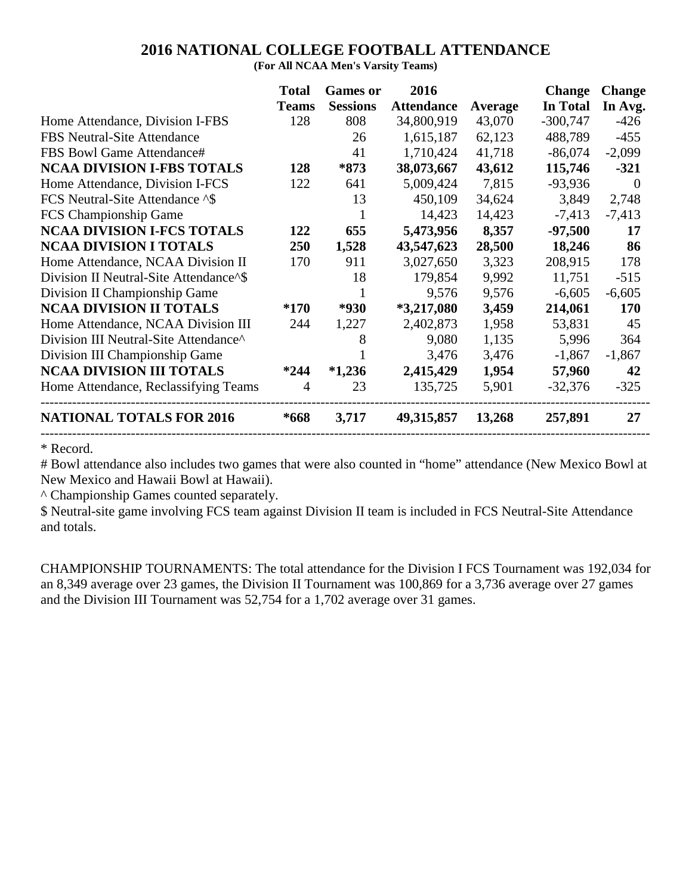# 2016 NATIONAL COLLEGE FOOTBALL ATTENDANCE

**(For All NCAA Men's Varsity Teams)**

| | Total Teams | Games or Sessions | 2016 Attendance | Average | Change In Total | Change In Avg. |
|---|---|---|---|---|---|---|
| Home Attendance, Division I-FBS | 128 | 808 | 34,800,919 | 43,070 | -300,747 | -426 |
| FBS Neutral-Site Attendance | | 26 | 1,615,187 | 62,123 | 488,789 | -455 |
| FBS Bowl Game Attendance# | | 41 | 1,710,424 | 41,718 | -86,074 | -2,099 |
| **NCAA DIVISION I-FBS TOTALS** | **128** | ***873** | **38,073,667** | **43,612** | **115,746** | **-321** |
| Home Attendance, Division I-FCS | 122 | 641 | 5,009,424 | 7,815 | -93,936 | 0 |
| FCS Neutral-Site Attendance ^$ | | 13 | 450,109 | 34,624 | 3,849 | 2,748 |
| FCS Championship Game | | 1 | 14,423 | 14,423 | -7,413 | -7,413 |
| **NCAA DIVISION I-FCS TOTALS** | **122** | **655** | **5,473,956** | **8,357** | **-97,500** | **17** |
| **NCAA DIVISION I TOTALS** | **250** | **1,528** | **43,547,623** | **28,500** | **18,246** | **86** |
| Home Attendance, NCAA Division II | 170 | 911 | 3,027,650 | 3,323 | 208,915 | 178 |
| Division II Neutral-Site Attendance^$ | | 18 | 179,854 | 9,992 | 11,751 | -515 |
| Division II Championship Game | | 1 | 9,576 | 9,576 | -6,605 | -6,605 |
| **NCAA DIVISION II TOTALS** | ***170** | ***930** | ***3,217,080** | **3,459** | **214,061** | **170** |
| Home Attendance, NCAA Division III | 244 | 1,227 | 2,402,873 | 1,958 | 53,831 | 45 |
| Division III Neutral-Site Attendance^ | | 8 | 9,080 | 1,135 | 5,996 | 364 |
| Division III Championship Game | | 1 | 3,476 | 3,476 | -1,867 | -1,867 |
| **NCAA DIVISION III TOTALS** | ***244** | ***1,236** | **2,415,429** | **1,954** | **57,960** | **42** |
| Home Attendance, Reclassifying Teams | 4 | 23 | 135,725 | 5,901 | -32,376 | -325 |
| **NATIONAL TOTALS FOR 2016** | ***668** | **3,717** | **49,315,857** | **13,268** | **257,891** | **27** |

\* Record.

# Bowl attendance also includes two games that were also counted in "home" attendance (New Mexico Bowl at New Mexico and Hawaii Bowl at Hawaii).

^ Championship Games counted separately.

$ Neutral-site game involving FCS team against Division II team is included in FCS Neutral-Site Attendance and totals.

CHAMPIONSHIP TOURNAMENTS: The total attendance for the Division I FCS Tournament was 192,034 for an 8,349 average over 23 games, the Division II Tournament was 100,869 for a 3,736 average over 27 games and the Division III Tournament was 52,754 for a 1,702 average over 31 games.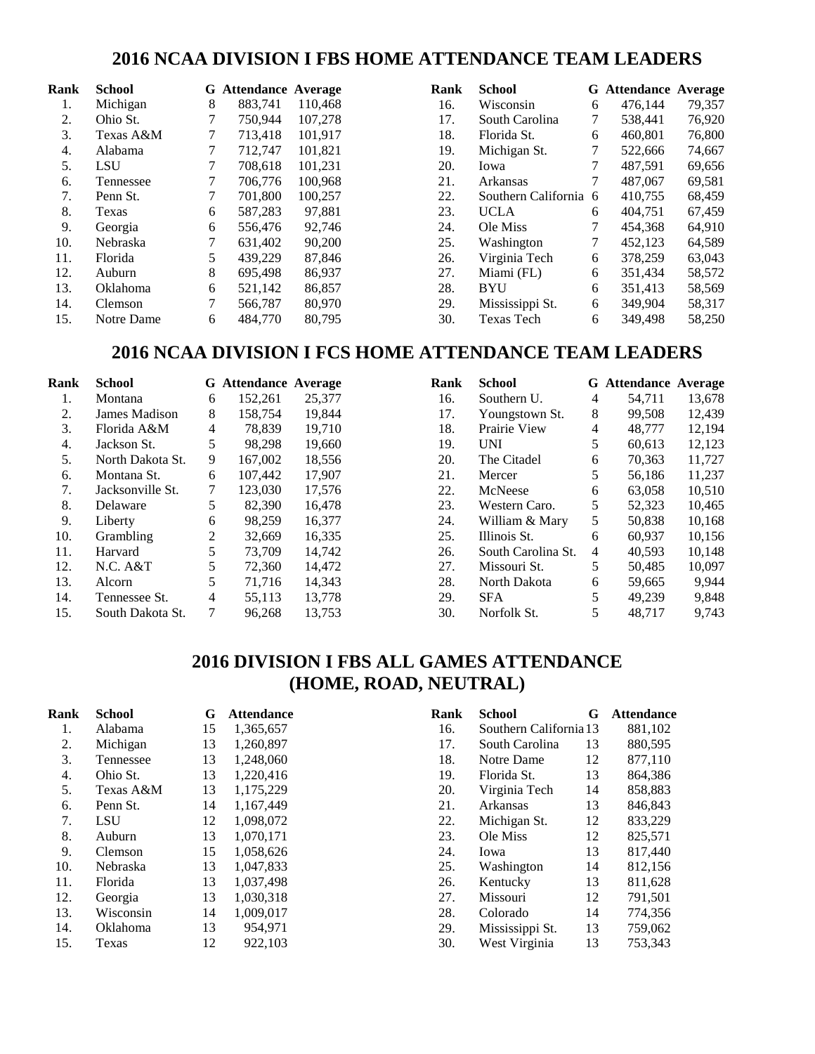## 2016 NCAA DIVISION I FBS HOME ATTENDANCE TEAM LEADERS

| Rank | School | G | Attendance | Average |
|---|---|---|---|---|
| 1. | Michigan | 8 | 883,741 | 110,468 |
| 2. | Ohio St. | 7 | 750,944 | 107,278 |
| 3. | Texas A&M | 7 | 713,418 | 101,917 |
| 4. | Alabama | 7 | 712,747 | 101,821 |
| 5. | LSU | 7 | 708,618 | 101,231 |
| 6. | Tennessee | 7 | 706,776 | 100,968 |
| 7. | Penn St. | 7 | 701,800 | 100,257 |
| 8. | Texas | 6 | 587,283 | 97,881 |
| 9. | Georgia | 6 | 556,476 | 92,746 |
| 10. | Nebraska | 7 | 631,402 | 90,200 |
| 11. | Florida | 5 | 439,229 | 87,846 |
| 12. | Auburn | 8 | 695,498 | 86,937 |
| 13. | Oklahoma | 6 | 521,142 | 86,857 |
| 14. | Clemson | 7 | 566,787 | 80,970 |
| 15. | Notre Dame | 6 | 484,770 | 80,795 |
| 16. | Wisconsin | 6 | 476,144 | 79,357 |
| 17. | South Carolina | 7 | 538,441 | 76,920 |
| 18. | Florida St. | 6 | 460,801 | 76,800 |
| 19. | Michigan St. | 7 | 522,666 | 74,667 |
| 20. | Iowa | 7 | 487,591 | 69,656 |
| 21. | Arkansas | 7 | 487,067 | 69,581 |
| 22. | Southern California | 6 | 410,755 | 68,459 |
| 23. | UCLA | 6 | 404,751 | 67,459 |
| 24. | Ole Miss | 7 | 454,368 | 64,910 |
| 25. | Washington | 7 | 452,123 | 64,589 |
| 26. | Virginia Tech | 6 | 378,259 | 63,043 |
| 27. | Miami (FL) | 6 | 351,434 | 58,572 |
| 28. | BYU | 6 | 351,413 | 58,569 |
| 29. | Mississippi St. | 6 | 349,904 | 58,317 |
| 30. | Texas Tech | 6 | 349,498 | 58,250 |

## 2016 NCAA DIVISION I FCS HOME ATTENDANCE TEAM LEADERS

| Rank | School | G | Attendance | Average |
|---|---|---|---|---|
| 1. | Montana | 6 | 152,261 | 25,377 |
| 2. | James Madison | 8 | 158,754 | 19,844 |
| 3. | Florida A&M | 4 | 78,839 | 19,710 |
| 4. | Jackson St. | 5 | 98,298 | 19,660 |
| 5. | North Dakota St. | 9 | 167,002 | 18,556 |
| 6. | Montana St. | 6 | 107,442 | 17,907 |
| 7. | Jacksonville St. | 7 | 123,030 | 17,576 |
| 8. | Delaware | 5 | 82,390 | 16,478 |
| 9. | Liberty | 6 | 98,259 | 16,377 |
| 10. | Grambling | 2 | 32,669 | 16,335 |
| 11. | Harvard | 5 | 73,709 | 14,742 |
| 12. | N.C. A&T | 5 | 72,360 | 14,472 |
| 13. | Alcorn | 5 | 71,716 | 14,343 |
| 14. | Tennessee St. | 4 | 55,113 | 13,778 |
| 15. | South Dakota St. | 7 | 96,268 | 13,753 |
| 16. | Southern U. | 4 | 54,711 | 13,678 |
| 17. | Youngstown St. | 8 | 99,508 | 12,439 |
| 18. | Prairie View | 4 | 48,777 | 12,194 |
| 19. | UNI | 5 | 60,613 | 12,123 |
| 20. | The Citadel | 6 | 70,363 | 11,727 |
| 21. | Mercer | 5 | 56,186 | 11,237 |
| 22. | McNeese | 6 | 63,058 | 10,510 |
| 23. | Western Caro. | 5 | 52,323 | 10,465 |
| 24. | William & Mary | 5 | 50,838 | 10,168 |
| 25. | Illinois St. | 6 | 60,937 | 10,156 |
| 26. | South Carolina St. | 4 | 40,593 | 10,148 |
| 27. | Missouri St. | 5 | 50,485 | 10,097 |
| 28. | North Dakota | 6 | 59,665 | 9,944 |
| 29. | SFA | 5 | 49,239 | 9,848 |
| 30. | Norfolk St. | 5 | 48,717 | 9,743 |

## 2016 DIVISION I FBS ALL GAMES ATTENDANCE (HOME, ROAD, NEUTRAL)

| Rank | School | G | Attendance |
|---|---|---|---|
| 1. | Alabama | 15 | 1,365,657 |
| 2. | Michigan | 13 | 1,260,897 |
| 3. | Tennessee | 13 | 1,248,060 |
| 4. | Ohio St. | 13 | 1,220,416 |
| 5. | Texas A&M | 13 | 1,175,229 |
| 6. | Penn St. | 14 | 1,167,449 |
| 7. | LSU | 12 | 1,098,072 |
| 8. | Auburn | 13 | 1,070,171 |
| 9. | Clemson | 15 | 1,058,626 |
| 10. | Nebraska | 13 | 1,047,833 |
| 11. | Florida | 13 | 1,037,498 |
| 12. | Georgia | 13 | 1,030,318 |
| 13. | Wisconsin | 14 | 1,009,017 |
| 14. | Oklahoma | 13 | 954,971 |
| 15. | Texas | 12 | 922,103 |
| 16. | Southern California | 13 | 881,102 |
| 17. | South Carolina | 13 | 880,595 |
| 18. | Notre Dame | 12 | 877,110 |
| 19. | Florida St. | 13 | 864,386 |
| 20. | Virginia Tech | 14 | 858,883 |
| 21. | Arkansas | 13 | 846,843 |
| 22. | Michigan St. | 12 | 833,229 |
| 23. | Ole Miss | 12 | 825,571 |
| 24. | Iowa | 13 | 817,440 |
| 25. | Washington | 14 | 812,156 |
| 26. | Kentucky | 13 | 811,628 |
| 27. | Missouri | 12 | 791,501 |
| 28. | Colorado | 14 | 774,356 |
| 29. | Mississippi St. | 13 | 759,062 |
| 30. | West Virginia | 13 | 753,343 |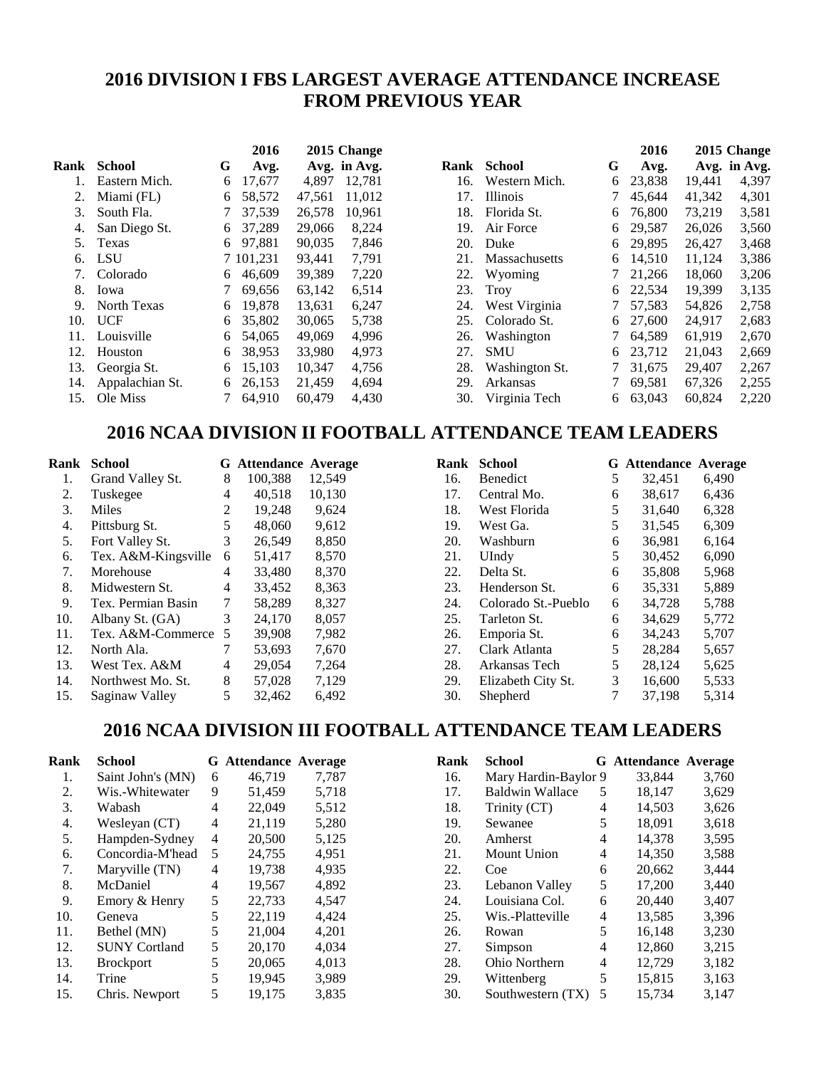## 2016 DIVISION I FBS LARGEST AVERAGE ATTENDANCE INCREASE FROM PREVIOUS YEAR

| Rank | School | G | 2016 Avg. | 2015 Avg. | Change in Avg. |
|---|---|---|---|---|---|
| 1. | Eastern Mich. | 6 | 17,677 | 4,897 | 12,781 |
| 2. | Miami (FL) | 6 | 58,572 | 47,561 | 11,012 |
| 3. | South Fla. | 7 | 37,539 | 26,578 | 10,961 |
| 4. | San Diego St. | 6 | 37,289 | 29,066 | 8,224 |
| 5. | Texas | 6 | 97,881 | 90,035 | 7,846 |
| 6. | LSU | 7 | 101,231 | 93,441 | 7,791 |
| 7. | Colorado | 6 | 46,609 | 39,389 | 7,220 |
| 8. | Iowa | 7 | 69,656 | 63,142 | 6,514 |
| 9. | North Texas | 6 | 19,878 | 13,631 | 6,247 |
| 10. | UCF | 6 | 35,802 | 30,065 | 5,738 |
| 11. | Louisville | 6 | 54,065 | 49,069 | 4,996 |
| 12. | Houston | 6 | 38,953 | 33,980 | 4,973 |
| 13. | Georgia St. | 6 | 15,103 | 10,347 | 4,756 |
| 14. | Appalachian St. | 6 | 26,153 | 21,459 | 4,694 |
| 15. | Ole Miss | 7 | 64,910 | 60,479 | 4,430 |
| 16. | Western Mich. | 6 | 23,838 | 19,441 | 4,397 |
| 17. | Illinois | 7 | 45,644 | 41,342 | 4,301 |
| 18. | Florida St. | 6 | 76,800 | 73,219 | 3,581 |
| 19. | Air Force | 6 | 29,587 | 26,026 | 3,560 |
| 20. | Duke | 6 | 29,895 | 26,427 | 3,468 |
| 21. | Massachusetts | 6 | 14,510 | 11,124 | 3,386 |
| 22. | Wyoming | 7 | 21,266 | 18,060 | 3,206 |
| 23. | Troy | 6 | 22,534 | 19,399 | 3,135 |
| 24. | West Virginia | 7 | 57,583 | 54,826 | 2,758 |
| 25. | Colorado St. | 6 | 27,600 | 24,917 | 2,683 |
| 26. | Washington | 7 | 64,589 | 61,919 | 2,670 |
| 27. | SMU | 6 | 23,712 | 21,043 | 2,669 |
| 28. | Washington St. | 7 | 31,675 | 29,407 | 2,267 |
| 29. | Arkansas | 7 | 69,581 | 67,326 | 2,255 |
| 30. | Virginia Tech | 6 | 63,043 | 60,824 | 2,220 |

## 2016 NCAA DIVISION II FOOTBALL ATTENDANCE TEAM LEADERS

| Rank | School | G | Attendance | Average |
|---|---|---|---|---|
| 1. | Grand Valley St. | 8 | 100,388 | 12,549 |
| 2. | Tuskegee | 4 | 40,518 | 10,130 |
| 3. | Miles | 2 | 19,248 | 9,624 |
| 4. | Pittsburg St. | 5 | 48,060 | 9,612 |
| 5. | Fort Valley St. | 3 | 26,549 | 8,850 |
| 6. | Tex. A&M-Kingsville | 6 | 51,417 | 8,570 |
| 7. | Morehouse | 4 | 33,480 | 8,370 |
| 8. | Midwestern St. | 4 | 33,452 | 8,363 |
| 9. | Tex. Permian Basin | 7 | 58,289 | 8,327 |
| 10. | Albany St. (GA) | 3 | 24,170 | 8,057 |
| 11. | Tex. A&M-Commerce | 5 | 39,908 | 7,982 |
| 12. | North Ala. | 7 | 53,693 | 7,670 |
| 13. | West Tex. A&M | 4 | 29,054 | 7,264 |
| 14. | Northwest Mo. St. | 8 | 57,028 | 7,129 |
| 15. | Saginaw Valley | 5 | 32,462 | 6,492 |
| 16. | Benedict | 5 | 32,451 | 6,490 |
| 17. | Central Mo. | 6 | 38,617 | 6,436 |
| 18. | West Florida | 5 | 31,640 | 6,328 |
| 19. | West Ga. | 5 | 31,545 | 6,309 |
| 20. | Washburn | 6 | 36,981 | 6,164 |
| 21. | UIndy | 5 | 30,452 | 6,090 |
| 22. | Delta St. | 6 | 35,808 | 5,968 |
| 23. | Henderson St. | 6 | 35,331 | 5,889 |
| 24. | Colorado St.-Pueblo | 6 | 34,728 | 5,788 |
| 25. | Tarleton St. | 6 | 34,629 | 5,772 |
| 26. | Emporia St. | 6 | 34,243 | 5,707 |
| 27. | Clark Atlanta | 5 | 28,284 | 5,657 |
| 28. | Arkansas Tech | 5 | 28,124 | 5,625 |
| 29. | Elizabeth City St. | 3 | 16,600 | 5,533 |
| 30. | Shepherd | 7 | 37,198 | 5,314 |

## 2016 NCAA DIVISION III FOOTBALL ATTENDANCE TEAM LEADERS

| Rank | School | G | Attendance | Average |
|---|---|---|---|---|
| 1. | Saint John's (MN) | 6 | 46,719 | 7,787 |
| 2. | Wis.-Whitewater | 9 | 51,459 | 5,718 |
| 3. | Wabash | 4 | 22,049 | 5,512 |
| 4. | Wesleyan (CT) | 4 | 21,119 | 5,280 |
| 5. | Hampden-Sydney | 4 | 20,500 | 5,125 |
| 6. | Concordia-M'head | 5 | 24,755 | 4,951 |
| 7. | Maryville (TN) | 4 | 19,738 | 4,935 |
| 8. | McDaniel | 4 | 19,567 | 4,892 |
| 9. | Emory & Henry | 5 | 22,733 | 4,547 |
| 10. | Geneva | 5 | 22,119 | 4,424 |
| 11. | Bethel (MN) | 5 | 21,004 | 4,201 |
| 12. | SUNY Cortland | 5 | 20,170 | 4,034 |
| 13. | Brockport | 5 | 20,065 | 4,013 |
| 14. | Trine | 5 | 19,945 | 3,989 |
| 15. | Chris. Newport | 5 | 19,175 | 3,835 |
| 16. | Mary Hardin-Baylor | 9 | 33,844 | 3,760 |
| 17. | Baldwin Wallace | 5 | 18,147 | 3,629 |
| 18. | Trinity (CT) | 4 | 14,503 | 3,626 |
| 19. | Sewanee | 5 | 18,091 | 3,618 |
| 20. | Amherst | 4 | 14,378 | 3,595 |
| 21. | Mount Union | 4 | 14,350 | 3,588 |
| 22. | Coe | 6 | 20,662 | 3,444 |
| 23. | Lebanon Valley | 5 | 17,200 | 3,440 |
| 24. | Louisiana Col. | 6 | 20,440 | 3,407 |
| 25. | Wis.-Platteville | 4 | 13,585 | 3,396 |
| 26. | Rowan | 5 | 16,148 | 3,230 |
| 27. | Simpson | 4 | 12,860 | 3,215 |
| 28. | Ohio Northern | 4 | 12,729 | 3,182 |
| 29. | Wittenberg | 5 | 15,815 | 3,163 |
| 30. | Southwestern (TX) | 5 | 15,734 | 3,147 |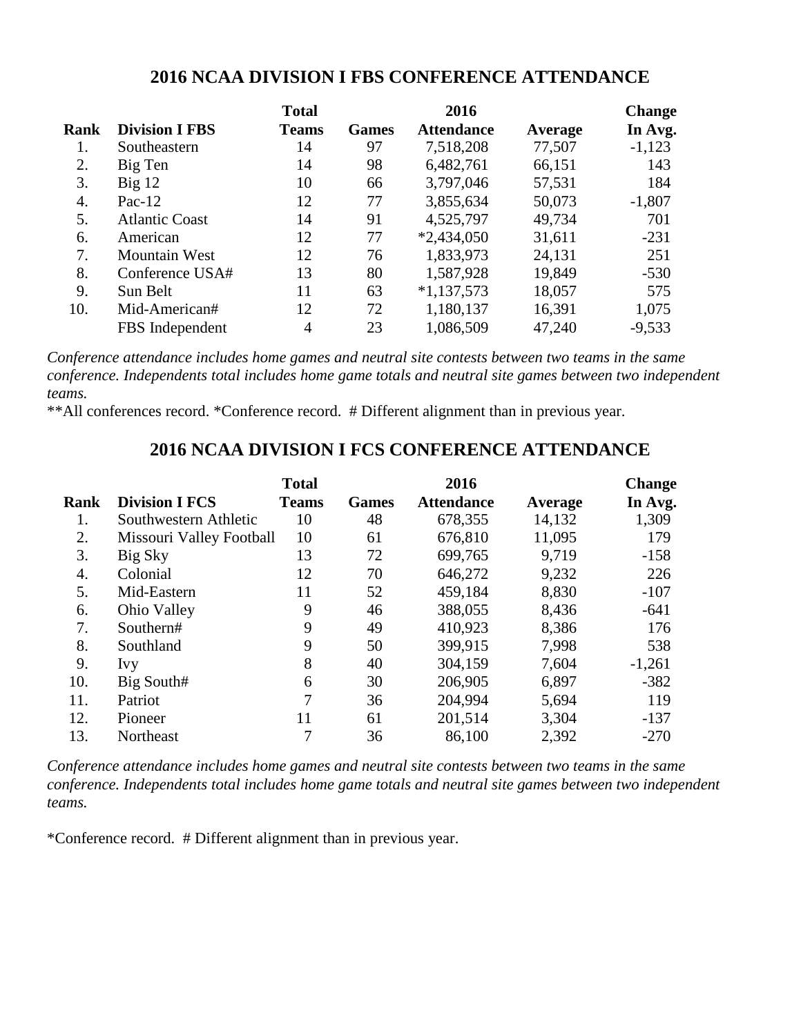## 2016 NCAA DIVISION I FBS CONFERENCE ATTENDANCE

| Rank | Division I FBS | Total Teams | Games | 2016 Attendance | Average | Change In Avg. |
|---|---|---|---|---|---|---|
| 1. | Southeastern | 14 | 97 | 7,518,208 | 77,507 | -1,123 |
| 2. | Big Ten | 14 | 98 | 6,482,761 | 66,151 | 143 |
| 3. | Big 12 | 10 | 66 | 3,797,046 | 57,531 | 184 |
| 4. | Pac-12 | 12 | 77 | 3,855,634 | 50,073 | -1,807 |
| 5. | Atlantic Coast | 14 | 91 | 4,525,797 | 49,734 | 701 |
| 6. | American | 12 | 77 | *2,434,050 | 31,611 | -231 |
| 7. | Mountain West | 12 | 76 | 1,833,973 | 24,131 | 251 |
| 8. | Conference USA# | 13 | 80 | 1,587,928 | 19,849 | -530 |
| 9. | Sun Belt | 11 | 63 | *1,137,573 | 18,057 | 575 |
| 10. | Mid-American# | 12 | 72 | 1,180,137 | 16,391 | 1,075 |
| | FBS Independent | 4 | 23 | 1,086,509 | 47,240 | -9,533 |

*Conference attendance includes home games and neutral site contests between two teams in the same conference. Independents total includes home game totals and neutral site games between two independent teams.*

**All conferences record. *Conference record. # Different alignment than in previous year.

## 2016 NCAA DIVISION I FCS CONFERENCE ATTENDANCE

| Rank | Division I FCS | Total Teams | Games | 2016 Attendance | Average | Change In Avg. |
|---|---|---|---|---|---|---|
| 1. | Southwestern Athletic | 10 | 48 | 678,355 | 14,132 | 1,309 |
| 2. | Missouri Valley Football | 10 | 61 | 676,810 | 11,095 | 179 |
| 3. | Big Sky | 13 | 72 | 699,765 | 9,719 | -158 |
| 4. | Colonial | 12 | 70 | 646,272 | 9,232 | 226 |
| 5. | Mid-Eastern | 11 | 52 | 459,184 | 8,830 | -107 |
| 6. | Ohio Valley | 9 | 46 | 388,055 | 8,436 | -641 |
| 7. | Southern# | 9 | 49 | 410,923 | 8,386 | 176 |
| 8. | Southland | 9 | 50 | 399,915 | 7,998 | 538 |
| 9. | Ivy | 8 | 40 | 304,159 | 7,604 | -1,261 |
| 10. | Big South# | 6 | 30 | 206,905 | 6,897 | -382 |
| 11. | Patriot | 7 | 36 | 204,994 | 5,694 | 119 |
| 12. | Pioneer | 11 | 61 | 201,514 | 3,304 | -137 |
| 13. | Northeast | 7 | 36 | 86,100 | 2,392 | -270 |

*Conference attendance includes home games and neutral site contests between two teams in the same conference. Independents total includes home game totals and neutral site games between two independent teams.*

*Conference record. # Different alignment than in previous year.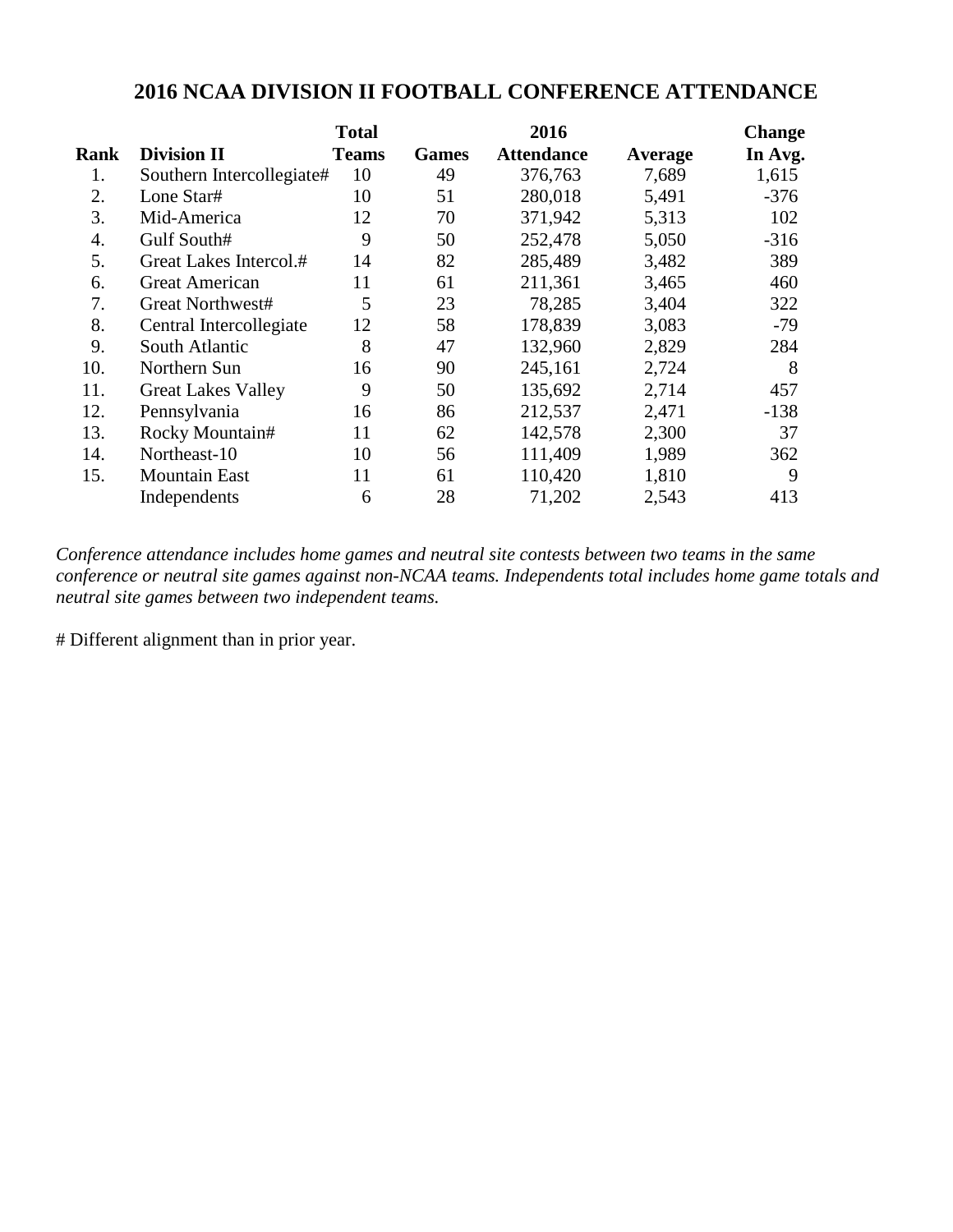# 2016 NCAA DIVISION II FOOTBALL CONFERENCE ATTENDANCE

| Rank | Division II | Total Teams | Games | 2016 Attendance | Average | Change In Avg. |
|---|---|---|---|---|---|---|
| 1. | Southern Intercollegiate# | 10 | 49 | 376,763 | 7,689 | 1,615 |
| 2. | Lone Star# | 10 | 51 | 280,018 | 5,491 | -376 |
| 3. | Mid-America | 12 | 70 | 371,942 | 5,313 | 102 |
| 4. | Gulf South# | 9 | 50 | 252,478 | 5,050 | -316 |
| 5. | Great Lakes Intercol.# | 14 | 82 | 285,489 | 3,482 | 389 |
| 6. | Great American | 11 | 61 | 211,361 | 3,465 | 460 |
| 7. | Great Northwest# | 5 | 23 | 78,285 | 3,404 | 322 |
| 8. | Central Intercollegiate | 12 | 58 | 178,839 | 3,083 | -79 |
| 9. | South Atlantic | 8 | 47 | 132,960 | 2,829 | 284 |
| 10. | Northern Sun | 16 | 90 | 245,161 | 2,724 | 8 |
| 11. | Great Lakes Valley | 9 | 50 | 135,692 | 2,714 | 457 |
| 12. | Pennsylvania | 16 | 86 | 212,537 | 2,471 | -138 |
| 13. | Rocky Mountain# | 11 | 62 | 142,578 | 2,300 | 37 |
| 14. | Northeast-10 | 10 | 56 | 111,409 | 1,989 | 362 |
| 15. | Mountain East | 11 | 61 | 110,420 | 1,810 | 9 |
| | Independents | 6 | 28 | 71,202 | 2,543 | 413 |

*Conference attendance includes home games and neutral site contests between two teams in the same conference or neutral site games against non-NCAA teams. Independents total includes home game totals and neutral site games between two independent teams.*

# Different alignment than in prior year.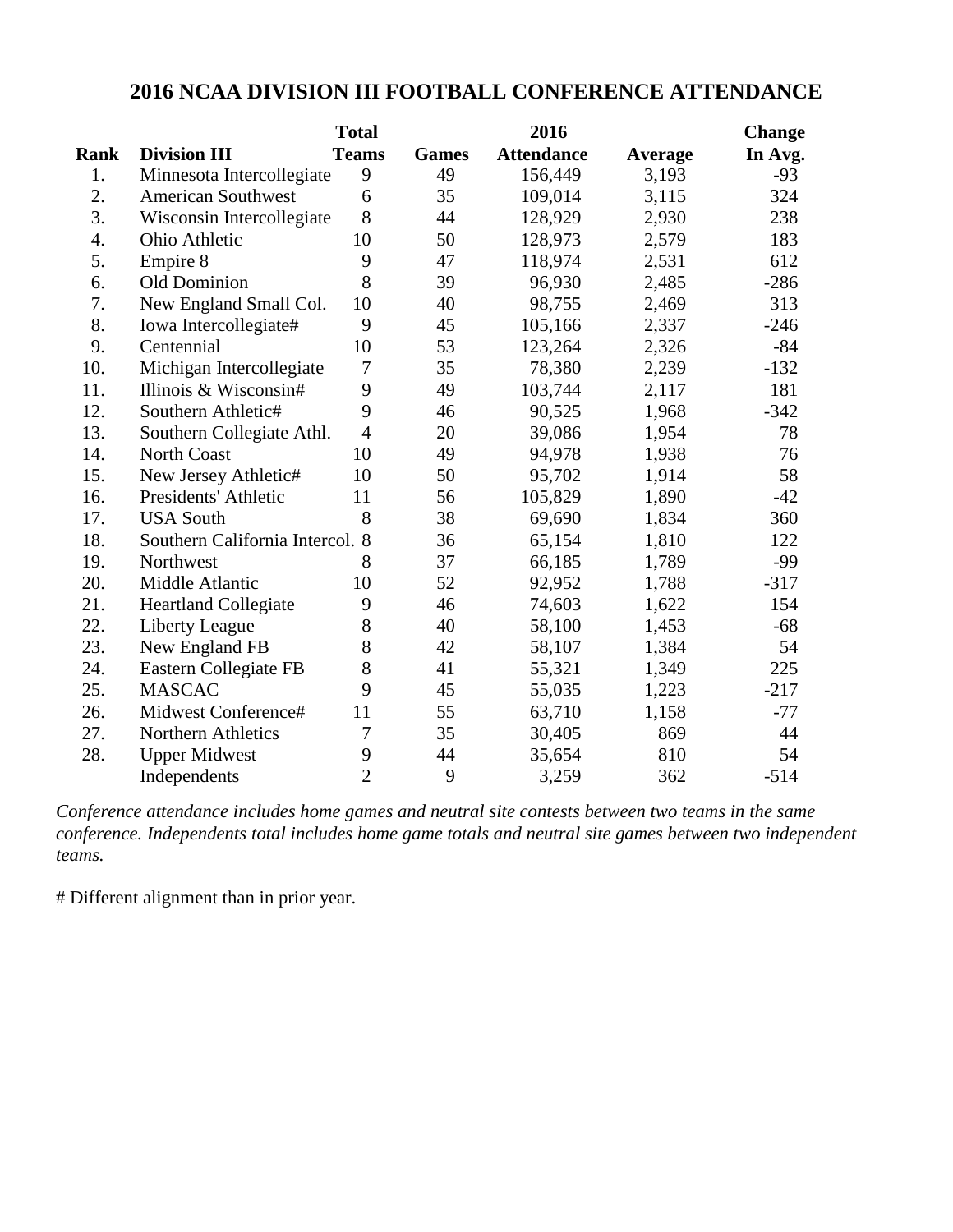# 2016 NCAA DIVISION III FOOTBALL CONFERENCE ATTENDANCE

| Rank | Division III | Total Teams | Games | 2016 Attendance | Average | Change In Avg. |
|---|---|---|---|---|---|---|
| 1. | Minnesota Intercollegiate | 9 | 49 | 156,449 | 3,193 | -93 |
| 2. | American Southwest | 6 | 35 | 109,014 | 3,115 | 324 |
| 3. | Wisconsin Intercollegiate | 8 | 44 | 128,929 | 2,930 | 238 |
| 4. | Ohio Athletic | 10 | 50 | 128,973 | 2,579 | 183 |
| 5. | Empire 8 | 9 | 47 | 118,974 | 2,531 | 612 |
| 6. | Old Dominion | 8 | 39 | 96,930 | 2,485 | -286 |
| 7. | New England Small Col. | 10 | 40 | 98,755 | 2,469 | 313 |
| 8. | Iowa Intercollegiate# | 9 | 45 | 105,166 | 2,337 | -246 |
| 9. | Centennial | 10 | 53 | 123,264 | 2,326 | -84 |
| 10. | Michigan Intercollegiate | 7 | 35 | 78,380 | 2,239 | -132 |
| 11. | Illinois & Wisconsin# | 9 | 49 | 103,744 | 2,117 | 181 |
| 12. | Southern Athletic# | 9 | 46 | 90,525 | 1,968 | -342 |
| 13. | Southern Collegiate Athl. | 4 | 20 | 39,086 | 1,954 | 78 |
| 14. | North Coast | 10 | 49 | 94,978 | 1,938 | 76 |
| 15. | New Jersey Athletic# | 10 | 50 | 95,702 | 1,914 | 58 |
| 16. | Presidents' Athletic | 11 | 56 | 105,829 | 1,890 | -42 |
| 17. | USA South | 8 | 38 | 69,690 | 1,834 | 360 |
| 18. | Southern California Intercol. | 8 | 36 | 65,154 | 1,810 | 122 |
| 19. | Northwest | 8 | 37 | 66,185 | 1,789 | -99 |
| 20. | Middle Atlantic | 10 | 52 | 92,952 | 1,788 | -317 |
| 21. | Heartland Collegiate | 9 | 46 | 74,603 | 1,622 | 154 |
| 22. | Liberty League | 8 | 40 | 58,100 | 1,453 | -68 |
| 23. | New England FB | 8 | 42 | 58,107 | 1,384 | 54 |
| 24. | Eastern Collegiate FB | 8 | 41 | 55,321 | 1,349 | 225 |
| 25. | MASCAC | 9 | 45 | 55,035 | 1,223 | -217 |
| 26. | Midwest Conference# | 11 | 55 | 63,710 | 1,158 | -77 |
| 27. | Northern Athletics | 7 | 35 | 30,405 | 869 | 44 |
| 28. | Upper Midwest | 9 | 44 | 35,654 | 810 | 54 |
| | Independents | 2 | 9 | 3,259 | 362 | -514 |

*Conference attendance includes home games and neutral site contests between two teams in the same conference. Independents total includes home game totals and neutral site games between two independent teams.*

# Different alignment than in prior year.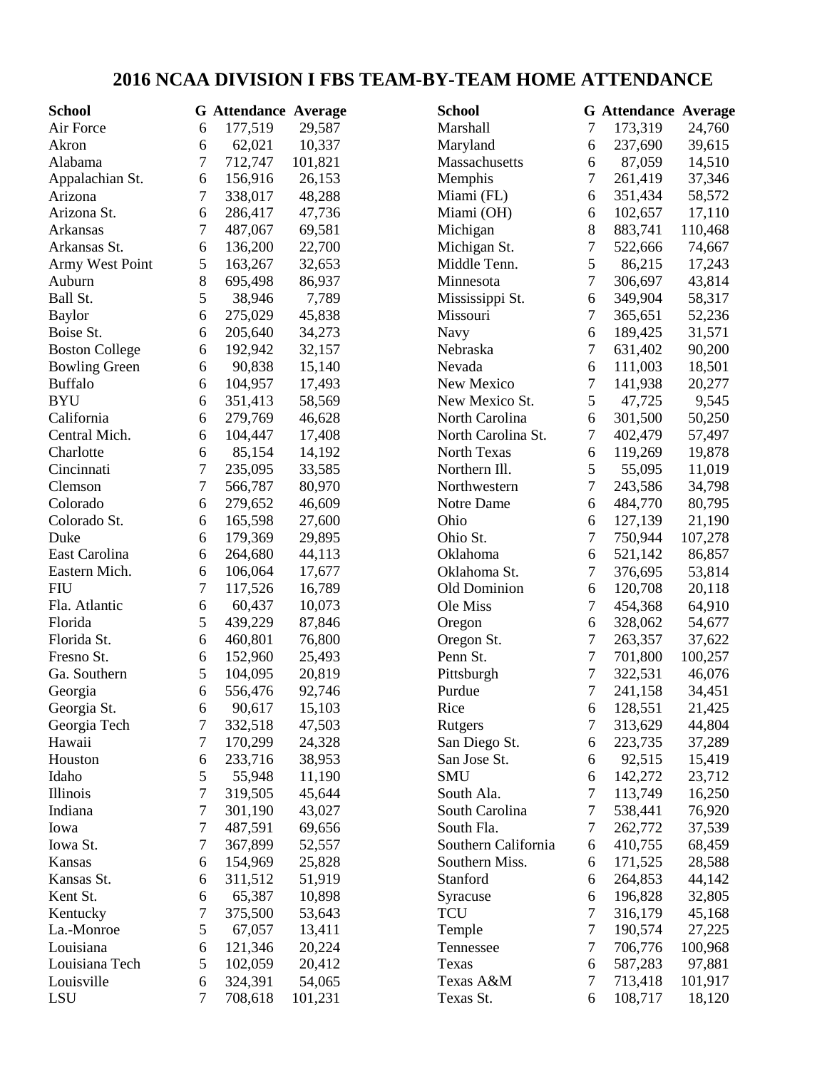# 2016 NCAA DIVISION I FBS TEAM-BY-TEAM HOME ATTENDANCE

| School | G | Attendance | Average |
|---|---|---|---|
| Air Force | 6 | 177,519 | 29,587 |
| Akron | 6 | 62,021 | 10,337 |
| Alabama | 7 | 712,747 | 101,821 |
| Appalachian St. | 6 | 156,916 | 26,153 |
| Arizona | 7 | 338,017 | 48,288 |
| Arizona St. | 6 | 286,417 | 47,736 |
| Arkansas | 7 | 487,067 | 69,581 |
| Arkansas St. | 6 | 136,200 | 22,700 |
| Army West Point | 5 | 163,267 | 32,653 |
| Auburn | 8 | 695,498 | 86,937 |
| Ball St. | 5 | 38,946 | 7,789 |
| Baylor | 6 | 275,029 | 45,838 |
| Boise St. | 6 | 205,640 | 34,273 |
| Boston College | 6 | 192,942 | 32,157 |
| Bowling Green | 6 | 90,838 | 15,140 |
| Buffalo | 6 | 104,957 | 17,493 |
| BYU | 6 | 351,413 | 58,569 |
| California | 6 | 279,769 | 46,628 |
| Central Mich. | 6 | 104,447 | 17,408 |
| Charlotte | 6 | 85,154 | 14,192 |
| Cincinnati | 7 | 235,095 | 33,585 |
| Clemson | 7 | 566,787 | 80,970 |
| Colorado | 6 | 279,652 | 46,609 |
| Colorado St. | 6 | 165,598 | 27,600 |
| Duke | 6 | 179,369 | 29,895 |
| East Carolina | 6 | 264,680 | 44,113 |
| Eastern Mich. | 6 | 106,064 | 17,677 |
| FIU | 7 | 117,526 | 16,789 |
| Fla. Atlantic | 6 | 60,437 | 10,073 |
| Florida | 5 | 439,229 | 87,846 |
| Florida St. | 6 | 460,801 | 76,800 |
| Fresno St. | 6 | 152,960 | 25,493 |
| Ga. Southern | 5 | 104,095 | 20,819 |
| Georgia | 6 | 556,476 | 92,746 |
| Georgia St. | 6 | 90,617 | 15,103 |
| Georgia Tech | 7 | 332,518 | 47,503 |
| Hawaii | 7 | 170,299 | 24,328 |
| Houston | 6 | 233,716 | 38,953 |
| Idaho | 5 | 55,948 | 11,190 |
| Illinois | 7 | 319,505 | 45,644 |
| Indiana | 7 | 301,190 | 43,027 |
| Iowa | 7 | 487,591 | 69,656 |
| Iowa St. | 7 | 367,899 | 52,557 |
| Kansas | 6 | 154,969 | 25,828 |
| Kansas St. | 6 | 311,512 | 51,919 |
| Kent St. | 6 | 65,387 | 10,898 |
| Kentucky | 7 | 375,500 | 53,643 |
| La.-Monroe | 5 | 67,057 | 13,411 |
| Louisiana | 6 | 121,346 | 20,224 |
| Louisiana Tech | 5 | 102,059 | 20,412 |
| Louisville | 6 | 324,391 | 54,065 |
| LSU | 7 | 708,618 | 101,231 |
| Marshall | 7 | 173,319 | 24,760 |
| Maryland | 6 | 237,690 | 39,615 |
| Massachusetts | 6 | 87,059 | 14,510 |
| Memphis | 7 | 261,419 | 37,346 |
| Miami (FL) | 6 | 351,434 | 58,572 |
| Miami (OH) | 6 | 102,657 | 17,110 |
| Michigan | 8 | 883,741 | 110,468 |
| Michigan St. | 7 | 522,666 | 74,667 |
| Middle Tenn. | 5 | 86,215 | 17,243 |
| Minnesota | 7 | 306,697 | 43,814 |
| Mississippi St. | 6 | 349,904 | 58,317 |
| Missouri | 7 | 365,651 | 52,236 |
| Navy | 6 | 189,425 | 31,571 |
| Nebraska | 7 | 631,402 | 90,200 |
| Nevada | 6 | 111,003 | 18,501 |
| New Mexico | 7 | 141,938 | 20,277 |
| New Mexico St. | 5 | 47,725 | 9,545 |
| North Carolina | 6 | 301,500 | 50,250 |
| North Carolina St. | 7 | 402,479 | 57,497 |
| North Texas | 6 | 119,269 | 19,878 |
| Northern Ill. | 5 | 55,095 | 11,019 |
| Northwestern | 7 | 243,586 | 34,798 |
| Notre Dame | 6 | 484,770 | 80,795 |
| Ohio | 6 | 127,139 | 21,190 |
| Ohio St. | 7 | 750,944 | 107,278 |
| Oklahoma | 6 | 521,142 | 86,857 |
| Oklahoma St. | 7 | 376,695 | 53,814 |
| Old Dominion | 6 | 120,708 | 20,118 |
| Ole Miss | 7 | 454,368 | 64,910 |
| Oregon | 6 | 328,062 | 54,677 |
| Oregon St. | 7 | 263,357 | 37,622 |
| Penn St. | 7 | 701,800 | 100,257 |
| Pittsburgh | 7 | 322,531 | 46,076 |
| Purdue | 7 | 241,158 | 34,451 |
| Rice | 6 | 128,551 | 21,425 |
| Rutgers | 7 | 313,629 | 44,804 |
| San Diego St. | 6 | 223,735 | 37,289 |
| San Jose St. | 6 | 92,515 | 15,419 |
| SMU | 6 | 142,272 | 23,712 |
| South Ala. | 7 | 113,749 | 16,250 |
| South Carolina | 7 | 538,441 | 76,920 |
| South Fla. | 7 | 262,772 | 37,539 |
| Southern California | 6 | 410,755 | 68,459 |
| Southern Miss. | 6 | 171,525 | 28,588 |
| Stanford | 6 | 264,853 | 44,142 |
| Syracuse | 6 | 196,828 | 32,805 |
| TCU | 7 | 316,179 | 45,168 |
| Temple | 7 | 190,574 | 27,225 |
| Tennessee | 7 | 706,776 | 100,968 |
| Texas | 6 | 587,283 | 97,881 |
| Texas A&M | 7 | 713,418 | 101,917 |
| Texas St. | 6 | 108,717 | 18,120 |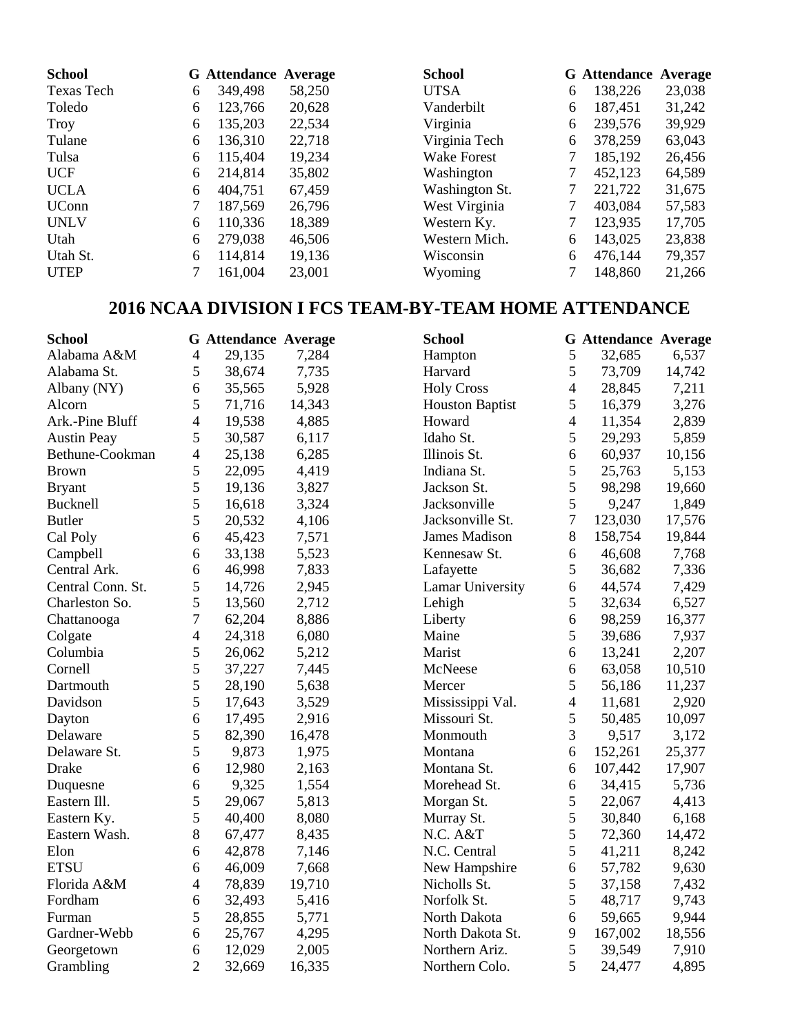| School | G | Attendance | Average |
|---|---|---|---|
| Texas Tech | 6 | 349,498 | 58,250 |
| Toledo | 6 | 123,766 | 20,628 |
| Troy | 6 | 135,203 | 22,534 |
| Tulane | 6 | 136,310 | 22,718 |
| Tulsa | 6 | 115,404 | 19,234 |
| UCF | 6 | 214,814 | 35,802 |
| UCLA | 6 | 404,751 | 67,459 |
| UConn | 7 | 187,569 | 26,796 |
| UNLV | 6 | 110,336 | 18,389 |
| Utah | 6 | 279,038 | 46,506 |
| Utah St. | 6 | 114,814 | 19,136 |
| UTEP | 7 | 161,004 | 23,001 |
| UTSA | 6 | 138,226 | 23,038 |
| Vanderbilt | 6 | 187,451 | 31,242 |
| Virginia | 6 | 239,576 | 39,929 |
| Virginia Tech | 6 | 378,259 | 63,043 |
| Wake Forest | 7 | 185,192 | 26,456 |
| Washington | 7 | 452,123 | 64,589 |
| Washington St. | 7 | 221,722 | 31,675 |
| West Virginia | 7 | 403,084 | 57,583 |
| Western Ky. | 7 | 123,935 | 17,705 |
| Western Mich. | 6 | 143,025 | 23,838 |
| Wisconsin | 6 | 476,144 | 79,357 |
| Wyoming | 7 | 148,860 | 21,266 |

## 2016 NCAA DIVISION I FCS TEAM-BY-TEAM HOME ATTENDANCE

| School | G | Attendance | Average |
|---|---|---|---|
| Alabama A&M | 4 | 29,135 | 7,284 |
| Alabama St. | 5 | 38,674 | 7,735 |
| Albany (NY) | 6 | 35,565 | 5,928 |
| Alcorn | 5 | 71,716 | 14,343 |
| Ark.-Pine Bluff | 4 | 19,538 | 4,885 |
| Austin Peay | 5 | 30,587 | 6,117 |
| Bethune-Cookman | 4 | 25,138 | 6,285 |
| Brown | 5 | 22,095 | 4,419 |
| Bryant | 5 | 19,136 | 3,827 |
| Bucknell | 5 | 16,618 | 3,324 |
| Butler | 5 | 20,532 | 4,106 |
| Cal Poly | 6 | 45,423 | 7,571 |
| Campbell | 6 | 33,138 | 5,523 |
| Central Ark. | 6 | 46,998 | 7,833 |
| Central Conn. St. | 5 | 14,726 | 2,945 |
| Charleston So. | 5 | 13,560 | 2,712 |
| Chattanooga | 7 | 62,204 | 8,886 |
| Colgate | 4 | 24,318 | 6,080 |
| Columbia | 5 | 26,062 | 5,212 |
| Cornell | 5 | 37,227 | 7,445 |
| Dartmouth | 5 | 28,190 | 5,638 |
| Davidson | 5 | 17,643 | 3,529 |
| Dayton | 6 | 17,495 | 2,916 |
| Delaware | 5 | 82,390 | 16,478 |
| Delaware St. | 5 | 9,873 | 1,975 |
| Drake | 6 | 12,980 | 2,163 |
| Duquesne | 6 | 9,325 | 1,554 |
| Eastern Ill. | 5 | 29,067 | 5,813 |
| Eastern Ky. | 5 | 40,400 | 8,080 |
| Eastern Wash. | 8 | 67,477 | 8,435 |
| Elon | 6 | 42,878 | 7,146 |
| ETSU | 6 | 46,009 | 7,668 |
| Florida A&M | 4 | 78,839 | 19,710 |
| Fordham | 6 | 32,493 | 5,416 |
| Furman | 5 | 28,855 | 5,771 |
| Gardner-Webb | 6 | 25,767 | 4,295 |
| Georgetown | 6 | 12,029 | 2,005 |
| Grambling | 2 | 32,669 | 16,335 |
| Hampton | 5 | 32,685 | 6,537 |
| Harvard | 5 | 73,709 | 14,742 |
| Holy Cross | 4 | 28,845 | 7,211 |
| Houston Baptist | 5 | 16,379 | 3,276 |
| Howard | 4 | 11,354 | 2,839 |
| Idaho St. | 5 | 29,293 | 5,859 |
| Illinois St. | 6 | 60,937 | 10,156 |
| Indiana St. | 5 | 25,763 | 5,153 |
| Jackson St. | 5 | 98,298 | 19,660 |
| Jacksonville | 5 | 9,247 | 1,849 |
| Jacksonville St. | 7 | 123,030 | 17,576 |
| James Madison | 8 | 158,754 | 19,844 |
| Kennesaw St. | 6 | 46,608 | 7,768 |
| Lafayette | 5 | 36,682 | 7,336 |
| Lamar University | 6 | 44,574 | 7,429 |
| Lehigh | 5 | 32,634 | 6,527 |
| Liberty | 6 | 98,259 | 16,377 |
| Maine | 5 | 39,686 | 7,937 |
| Marist | 6 | 13,241 | 2,207 |
| McNeese | 6 | 63,058 | 10,510 |
| Mercer | 5 | 56,186 | 11,237 |
| Mississippi Val. | 4 | 11,681 | 2,920 |
| Missouri St. | 5 | 50,485 | 10,097 |
| Monmouth | 3 | 9,517 | 3,172 |
| Montana | 6 | 152,261 | 25,377 |
| Montana St. | 6 | 107,442 | 17,907 |
| Morehead St. | 6 | 34,415 | 5,736 |
| Morgan St. | 5 | 22,067 | 4,413 |
| Murray St. | 5 | 30,840 | 6,168 |
| N.C. A&T | 5 | 72,360 | 14,472 |
| N.C. Central | 5 | 41,211 | 8,242 |
| New Hampshire | 6 | 57,782 | 9,630 |
| Nicholls St. | 5 | 37,158 | 7,432 |
| Norfolk St. | 5 | 48,717 | 9,743 |
| North Dakota | 6 | 59,665 | 9,944 |
| North Dakota St. | 9 | 167,002 | 18,556 |
| Northern Ariz. | 5 | 39,549 | 7,910 |
| Northern Colo. | 5 | 24,477 | 4,895 |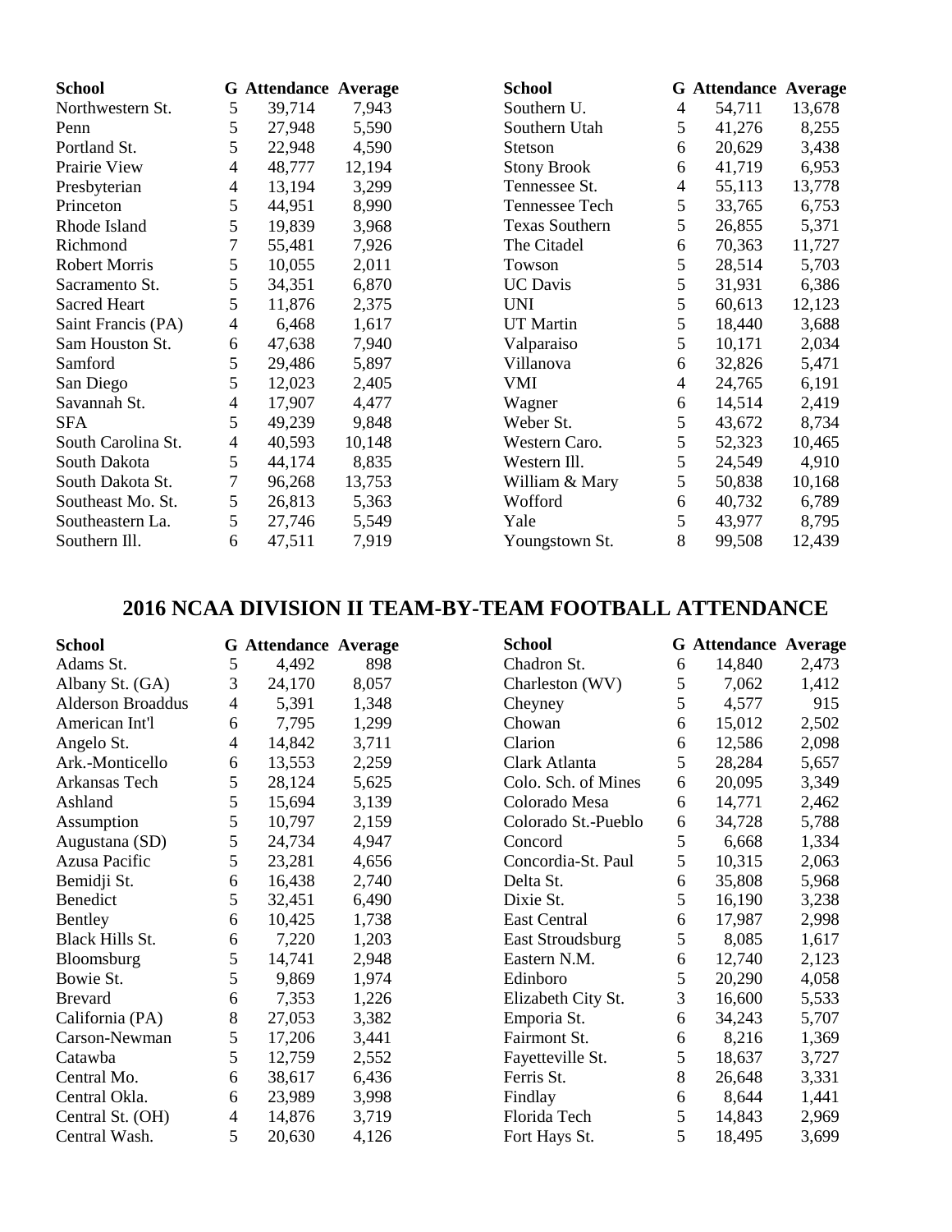| School | G | Attendance | Average |
|---|---|---|---|
| Northwestern St. | 5 | 39,714 | 7,943 |
| Penn | 5 | 27,948 | 5,590 |
| Portland St. | 5 | 22,948 | 4,590 |
| Prairie View | 4 | 48,777 | 12,194 |
| Presbyterian | 4 | 13,194 | 3,299 |
| Princeton | 5 | 44,951 | 8,990 |
| Rhode Island | 5 | 19,839 | 3,968 |
| Richmond | 7 | 55,481 | 7,926 |
| Robert Morris | 5 | 10,055 | 2,011 |
| Sacramento St. | 5 | 34,351 | 6,870 |
| Sacred Heart | 5 | 11,876 | 2,375 |
| Saint Francis (PA) | 4 | 6,468 | 1,617 |
| Sam Houston St. | 6 | 47,638 | 7,940 |
| Samford | 5 | 29,486 | 5,897 |
| San Diego | 5 | 12,023 | 2,405 |
| Savannah St. | 4 | 17,907 | 4,477 |
| SFA | 5 | 49,239 | 9,848 |
| South Carolina St. | 4 | 40,593 | 10,148 |
| South Dakota | 5 | 44,174 | 8,835 |
| South Dakota St. | 7 | 96,268 | 13,753 |
| Southeast Mo. St. | 5 | 26,813 | 5,363 |
| Southeastern La. | 5 | 27,746 | 5,549 |
| Southern Ill. | 6 | 47,511 | 7,919 |
| Southern U. | 4 | 54,711 | 13,678 |
| Southern Utah | 5 | 41,276 | 8,255 |
| Stetson | 6 | 20,629 | 3,438 |
| Stony Brook | 6 | 41,719 | 6,953 |
| Tennessee St. | 4 | 55,113 | 13,778 |
| Tennessee Tech | 5 | 33,765 | 6,753 |
| Texas Southern | 5 | 26,855 | 5,371 |
| The Citadel | 6 | 70,363 | 11,727 |
| Towson | 5 | 28,514 | 5,703 |
| UC Davis | 5 | 31,931 | 6,386 |
| UNI | 5 | 60,613 | 12,123 |
| UT Martin | 5 | 18,440 | 3,688 |
| Valparaiso | 5 | 10,171 | 2,034 |
| Villanova | 6 | 32,826 | 5,471 |
| VMI | 4 | 24,765 | 6,191 |
| Wagner | 6 | 14,514 | 2,419 |
| Weber St. | 5 | 43,672 | 8,734 |
| Western Caro. | 5 | 52,323 | 10,465 |
| Western Ill. | 5 | 24,549 | 4,910 |
| William & Mary | 5 | 50,838 | 10,168 |
| Wofford | 6 | 40,732 | 6,789 |
| Yale | 5 | 43,977 | 8,795 |
| Youngstown St. | 8 | 99,508 | 12,439 |

## 2016 NCAA DIVISION II TEAM-BY-TEAM FOOTBALL ATTENDANCE

| School | G | Attendance | Average |
|---|---|---|---|
| Adams St. | 5 | 4,492 | 898 |
| Albany St. (GA) | 3 | 24,170 | 8,057 |
| Alderson Broaddus | 4 | 5,391 | 1,348 |
| American Int'l | 6 | 7,795 | 1,299 |
| Angelo St. | 4 | 14,842 | 3,711 |
| Ark.-Monticello | 6 | 13,553 | 2,259 |
| Arkansas Tech | 5 | 28,124 | 5,625 |
| Ashland | 5 | 15,694 | 3,139 |
| Assumption | 5 | 10,797 | 2,159 |
| Augustana (SD) | 5 | 24,734 | 4,947 |
| Azusa Pacific | 5 | 23,281 | 4,656 |
| Bemidji St. | 6 | 16,438 | 2,740 |
| Benedict | 5 | 32,451 | 6,490 |
| Bentley | 6 | 10,425 | 1,738 |
| Black Hills St. | 6 | 7,220 | 1,203 |
| Bloomsburg | 5 | 14,741 | 2,948 |
| Bowie St. | 5 | 9,869 | 1,974 |
| Brevard | 6 | 7,353 | 1,226 |
| California (PA) | 8 | 27,053 | 3,382 |
| Carson-Newman | 5 | 17,206 | 3,441 |
| Catawba | 5 | 12,759 | 2,552 |
| Central Mo. | 6 | 38,617 | 6,436 |
| Central Okla. | 6 | 23,989 | 3,998 |
| Central St. (OH) | 4 | 14,876 | 3,719 |
| Central Wash. | 5 | 20,630 | 4,126 |
| Chadron St. | 6 | 14,840 | 2,473 |
| Charleston (WV) | 5 | 7,062 | 1,412 |
| Cheyney | 5 | 4,577 | 915 |
| Chowan | 6 | 15,012 | 2,502 |
| Clarion | 6 | 12,586 | 2,098 |
| Clark Atlanta | 5 | 28,284 | 5,657 |
| Colo. Sch. of Mines | 6 | 20,095 | 3,349 |
| Colorado Mesa | 6 | 14,771 | 2,462 |
| Colorado St.-Pueblo | 6 | 34,728 | 5,788 |
| Concord | 5 | 6,668 | 1,334 |
| Concordia-St. Paul | 5 | 10,315 | 2,063 |
| Delta St. | 6 | 35,808 | 5,968 |
| Dixie St. | 5 | 16,190 | 3,238 |
| East Central | 6 | 17,987 | 2,998 |
| East Stroudsburg | 5 | 8,085 | 1,617 |
| Eastern N.M. | 6 | 12,740 | 2,123 |
| Edinboro | 5 | 20,290 | 4,058 |
| Elizabeth City St. | 3 | 16,600 | 5,533 |
| Emporia St. | 6 | 34,243 | 5,707 |
| Fairmont St. | 6 | 8,216 | 1,369 |
| Fayetteville St. | 5 | 18,637 | 3,727 |
| Ferris St. | 8 | 26,648 | 3,331 |
| Findlay | 6 | 8,644 | 1,441 |
| Florida Tech | 5 | 14,843 | 2,969 |
| Fort Hays St. | 5 | 18,495 | 3,699 |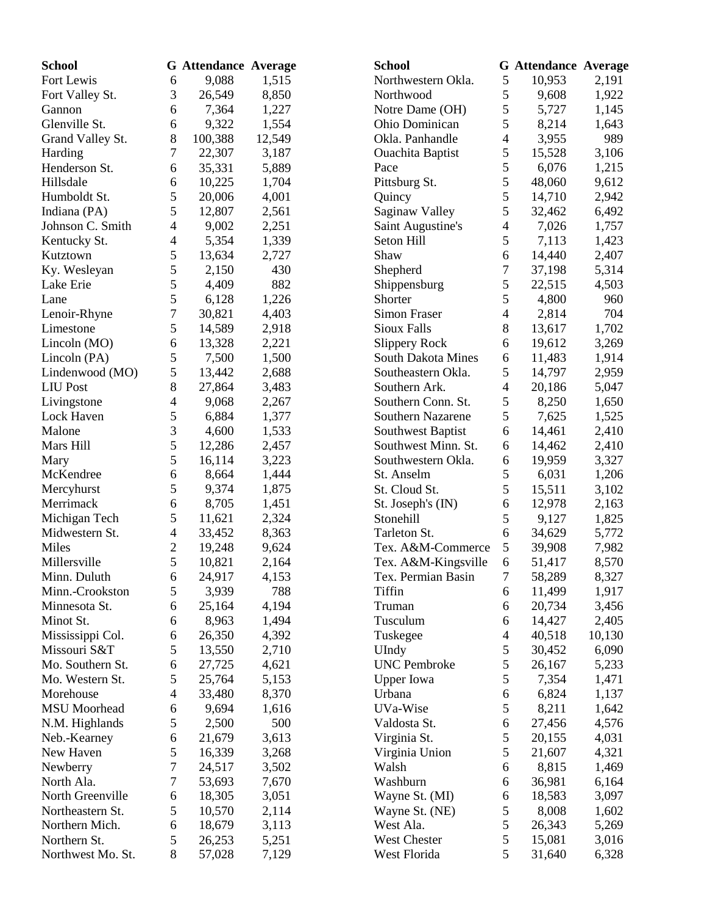| School | G | Attendance | Average |
|---|---|---|---|
| Fort Lewis | 6 | 9,088 | 1,515 |
| Fort Valley St. | 3 | 26,549 | 8,850 |
| Gannon | 6 | 7,364 | 1,227 |
| Glenville St. | 6 | 9,322 | 1,554 |
| Grand Valley St. | 8 | 100,388 | 12,549 |
| Harding | 7 | 22,307 | 3,187 |
| Henderson St. | 6 | 35,331 | 5,889 |
| Hillsdale | 6 | 10,225 | 1,704 |
| Humboldt St. | 5 | 20,006 | 4,001 |
| Indiana (PA) | 5 | 12,807 | 2,561 |
| Johnson C. Smith | 4 | 9,002 | 2,251 |
| Kentucky St. | 4 | 5,354 | 1,339 |
| Kutztown | 5 | 13,634 | 2,727 |
| Ky. Wesleyan | 5 | 2,150 | 430 |
| Lake Erie | 5 | 4,409 | 882 |
| Lane | 5 | 6,128 | 1,226 |
| Lenoir-Rhyne | 7 | 30,821 | 4,403 |
| Limestone | 5 | 14,589 | 2,918 |
| Lincoln (MO) | 6 | 13,328 | 2,221 |
| Lincoln (PA) | 5 | 7,500 | 1,500 |
| Lindenwood (MO) | 5 | 13,442 | 2,688 |
| LIU Post | 8 | 27,864 | 3,483 |
| Livingstone | 4 | 9,068 | 2,267 |
| Lock Haven | 5 | 6,884 | 1,377 |
| Malone | 3 | 4,600 | 1,533 |
| Mars Hill | 5 | 12,286 | 2,457 |
| Mary | 5 | 16,114 | 3,223 |
| McKendree | 6 | 8,664 | 1,444 |
| Mercyhurst | 5 | 9,374 | 1,875 |
| Merrimack | 6 | 8,705 | 1,451 |
| Michigan Tech | 5 | 11,621 | 2,324 |
| Midwestern St. | 4 | 33,452 | 8,363 |
| Miles | 2 | 19,248 | 9,624 |
| Millersville | 5 | 10,821 | 2,164 |
| Minn. Duluth | 6 | 24,917 | 4,153 |
| Minn.-Crookston | 5 | 3,939 | 788 |
| Minnesota St. | 6 | 25,164 | 4,194 |
| Minot St. | 6 | 8,963 | 1,494 |
| Mississippi Col. | 6 | 26,350 | 4,392 |
| Missouri S&T | 5 | 13,550 | 2,710 |
| Mo. Southern St. | 6 | 27,725 | 4,621 |
| Mo. Western St. | 5 | 25,764 | 5,153 |
| Morehouse | 4 | 33,480 | 8,370 |
| MSU Moorhead | 6 | 9,694 | 1,616 |
| N.M. Highlands | 5 | 2,500 | 500 |
| Neb.-Kearney | 6 | 21,679 | 3,613 |
| New Haven | 5 | 16,339 | 3,268 |
| Newberry | 7 | 24,517 | 3,502 |
| North Ala. | 7 | 53,693 | 7,670 |
| North Greenville | 6 | 18,305 | 3,051 |
| Northeastern St. | 5 | 10,570 | 2,114 |
| Northern Mich. | 6 | 18,679 | 3,113 |
| Northern St. | 5 | 26,253 | 5,251 |
| Northwest Mo. St. | 8 | 57,028 | 7,129 |
| Northwestern Okla. | 5 | 10,953 | 2,191 |
| Northwood | 5 | 9,608 | 1,922 |
| Notre Dame (OH) | 5 | 5,727 | 1,145 |
| Ohio Dominican | 5 | 8,214 | 1,643 |
| Okla. Panhandle | 4 | 3,955 | 989 |
| Ouachita Baptist | 5 | 15,528 | 3,106 |
| Pace | 5 | 6,076 | 1,215 |
| Pittsburg St. | 5 | 48,060 | 9,612 |
| Quincy | 5 | 14,710 | 2,942 |
| Saginaw Valley | 5 | 32,462 | 6,492 |
| Saint Augustine's | 4 | 7,026 | 1,757 |
| Seton Hill | 5 | 7,113 | 1,423 |
| Shaw | 6 | 14,440 | 2,407 |
| Shepherd | 7 | 37,198 | 5,314 |
| Shippensburg | 5 | 22,515 | 4,503 |
| Shorter | 5 | 4,800 | 960 |
| Simon Fraser | 4 | 2,814 | 704 |
| Sioux Falls | 8 | 13,617 | 1,702 |
| Slippery Rock | 6 | 19,612 | 3,269 |
| South Dakota Mines | 6 | 11,483 | 1,914 |
| Southeastern Okla. | 5 | 14,797 | 2,959 |
| Southern Ark. | 4 | 20,186 | 5,047 |
| Southern Conn. St. | 5 | 8,250 | 1,650 |
| Southern Nazarene | 5 | 7,625 | 1,525 |
| Southwest Baptist | 6 | 14,461 | 2,410 |
| Southwest Minn. St. | 6 | 14,462 | 2,410 |
| Southwestern Okla. | 6 | 19,959 | 3,327 |
| St. Anselm | 5 | 6,031 | 1,206 |
| St. Cloud St. | 5 | 15,511 | 3,102 |
| St. Joseph's (IN) | 6 | 12,978 | 2,163 |
| Stonehill | 5 | 9,127 | 1,825 |
| Tarleton St. | 6 | 34,629 | 5,772 |
| Tex. A&M-Commerce | 5 | 39,908 | 7,982 |
| Tex. A&M-Kingsville | 6 | 51,417 | 8,570 |
| Tex. Permian Basin | 7 | 58,289 | 8,327 |
| Tiffin | 6 | 11,499 | 1,917 |
| Truman | 6 | 20,734 | 3,456 |
| Tusculum | 6 | 14,427 | 2,405 |
| Tuskegee | 4 | 40,518 | 10,130 |
| UIndy | 5 | 30,452 | 6,090 |
| UNC Pembroke | 5 | 26,167 | 5,233 |
| Upper Iowa | 5 | 7,354 | 1,471 |
| Urbana | 6 | 6,824 | 1,137 |
| UVa-Wise | 5 | 8,211 | 1,642 |
| Valdosta St. | 6 | 27,456 | 4,576 |
| Virginia St. | 5 | 20,155 | 4,031 |
| Virginia Union | 5 | 21,607 | 4,321 |
| Walsh | 6 | 8,815 | 1,469 |
| Washburn | 6 | 36,981 | 6,164 |
| Wayne St. (MI) | 6 | 18,583 | 3,097 |
| Wayne St. (NE) | 5 | 8,008 | 1,602 |
| West Ala. | 5 | 26,343 | 5,269 |
| West Chester | 5 | 15,081 | 3,016 |
| West Florida | 5 | 31,640 | 6,328 |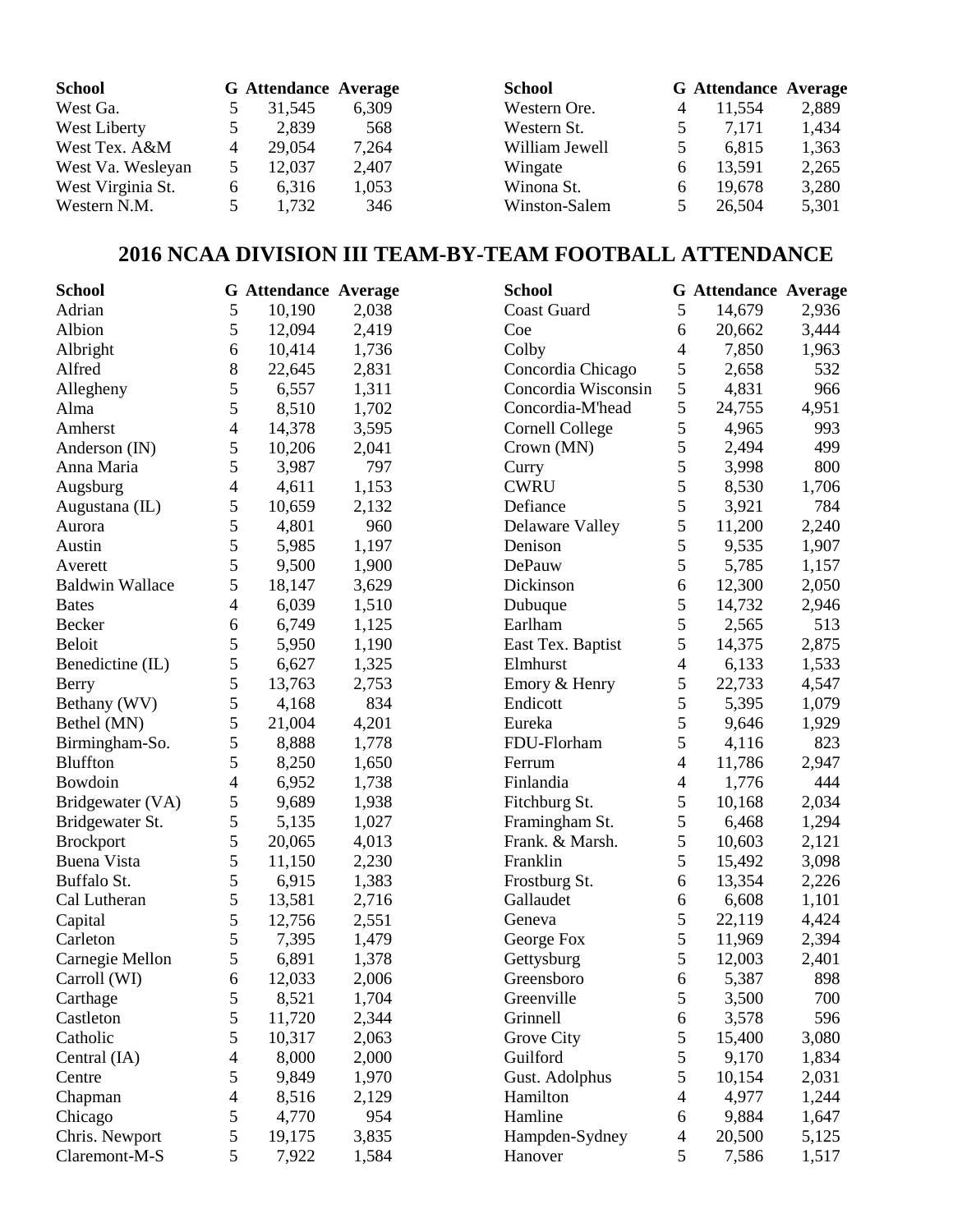| School | G | Attendance | Average |
|---|---|---|---|
| West Ga. | 5 | 31,545 | 6,309 |
| West Liberty | 5 | 2,839 | 568 |
| West Tex. A&M | 4 | 29,054 | 7,264 |
| West Va. Wesleyan | 5 | 12,037 | 2,407 |
| West Virginia St. | 6 | 6,316 | 1,053 |
| Western N.M. | 5 | 1,732 | 346 |
| Western Ore. | 4 | 11,554 | 2,889 |
| Western St. | 5 | 7,171 | 1,434 |
| William Jewell | 5 | 6,815 | 1,363 |
| Wingate | 6 | 13,591 | 2,265 |
| Winona St. | 6 | 19,678 | 3,280 |
| Winston-Salem | 5 | 26,504 | 5,301 |

## 2016 NCAA DIVISION III TEAM-BY-TEAM FOOTBALL ATTENDANCE

| School | G | Attendance | Average |
|---|---|---|---|
| Adrian | 5 | 10,190 | 2,038 |
| Albion | 5 | 12,094 | 2,419 |
| Albright | 6 | 10,414 | 1,736 |
| Alfred | 8 | 22,645 | 2,831 |
| Allegheny | 5 | 6,557 | 1,311 |
| Alma | 5 | 8,510 | 1,702 |
| Amherst | 4 | 14,378 | 3,595 |
| Anderson (IN) | 5 | 10,206 | 2,041 |
| Anna Maria | 5 | 3,987 | 797 |
| Augsburg | 4 | 4,611 | 1,153 |
| Augustana (IL) | 5 | 10,659 | 2,132 |
| Aurora | 5 | 4,801 | 960 |
| Austin | 5 | 5,985 | 1,197 |
| Averett | 5 | 9,500 | 1,900 |
| Baldwin Wallace | 5 | 18,147 | 3,629 |
| Bates | 4 | 6,039 | 1,510 |
| Becker | 6 | 6,749 | 1,125 |
| Beloit | 5 | 5,950 | 1,190 |
| Benedictine (IL) | 5 | 6,627 | 1,325 |
| Berry | 5 | 13,763 | 2,753 |
| Bethany (WV) | 5 | 4,168 | 834 |
| Bethel (MN) | 5 | 21,004 | 4,201 |
| Birmingham-So. | 5 | 8,888 | 1,778 |
| Bluffton | 5 | 8,250 | 1,650 |
| Bowdoin | 4 | 6,952 | 1,738 |
| Bridgewater (VA) | 5 | 9,689 | 1,938 |
| Bridgewater St. | 5 | 5,135 | 1,027 |
| Brockport | 5 | 20,065 | 4,013 |
| Buena Vista | 5 | 11,150 | 2,230 |
| Buffalo St. | 5 | 6,915 | 1,383 |
| Cal Lutheran | 5 | 13,581 | 2,716 |
| Capital | 5 | 12,756 | 2,551 |
| Carleton | 5 | 7,395 | 1,479 |
| Carnegie Mellon | 5 | 6,891 | 1,378 |
| Carroll (WI) | 6 | 12,033 | 2,006 |
| Carthage | 5 | 8,521 | 1,704 |
| Castleton | 5 | 11,720 | 2,344 |
| Catholic | 5 | 10,317 | 2,063 |
| Central (IA) | 4 | 8,000 | 2,000 |
| Centre | 5 | 9,849 | 1,970 |
| Chapman | 4 | 8,516 | 2,129 |
| Chicago | 5 | 4,770 | 954 |
| Chris. Newport | 5 | 19,175 | 3,835 |
| Claremont-M-S | 5 | 7,922 | 1,584 |
| Coast Guard | 5 | 14,679 | 2,936 |
| Coe | 6 | 20,662 | 3,444 |
| Colby | 4 | 7,850 | 1,963 |
| Concordia Chicago | 5 | 2,658 | 532 |
| Concordia Wisconsin | 5 | 4,831 | 966 |
| Concordia-M'head | 5 | 24,755 | 4,951 |
| Cornell College | 5 | 4,965 | 993 |
| Crown (MN) | 5 | 2,494 | 499 |
| Curry | 5 | 3,998 | 800 |
| CWRU | 5 | 8,530 | 1,706 |
| Defiance | 5 | 3,921 | 784 |
| Delaware Valley | 5 | 11,200 | 2,240 |
| Denison | 5 | 9,535 | 1,907 |
| DePauw | 5 | 5,785 | 1,157 |
| Dickinson | 6 | 12,300 | 2,050 |
| Dubuque | 5 | 14,732 | 2,946 |
| Earlham | 5 | 2,565 | 513 |
| East Tex. Baptist | 5 | 14,375 | 2,875 |
| Elmhurst | 4 | 6,133 | 1,533 |
| Emory & Henry | 5 | 22,733 | 4,547 |
| Endicott | 5 | 5,395 | 1,079 |
| Eureka | 5 | 9,646 | 1,929 |
| FDU-Florham | 5 | 4,116 | 823 |
| Ferrum | 4 | 11,786 | 2,947 |
| Finlandia | 4 | 1,776 | 444 |
| Fitchburg St. | 5 | 10,168 | 2,034 |
| Framingham St. | 5 | 6,468 | 1,294 |
| Frank. & Marsh. | 5 | 10,603 | 2,121 |
| Franklin | 5 | 15,492 | 3,098 |
| Frostburg St. | 6 | 13,354 | 2,226 |
| Gallaudet | 6 | 6,608 | 1,101 |
| Geneva | 5 | 22,119 | 4,424 |
| George Fox | 5 | 11,969 | 2,394 |
| Gettysburg | 5 | 12,003 | 2,401 |
| Greensboro | 6 | 5,387 | 898 |
| Greenville | 5 | 3,500 | 700 |
| Grinnell | 6 | 3,578 | 596 |
| Grove City | 5 | 15,400 | 3,080 |
| Guilford | 5 | 9,170 | 1,834 |
| Gust. Adolphus | 5 | 10,154 | 2,031 |
| Hamilton | 4 | 4,977 | 1,244 |
| Hamline | 6 | 9,884 | 1,647 |
| Hampden-Sydney | 4 | 20,500 | 5,125 |
| Hanover | 5 | 7,586 | 1,517 |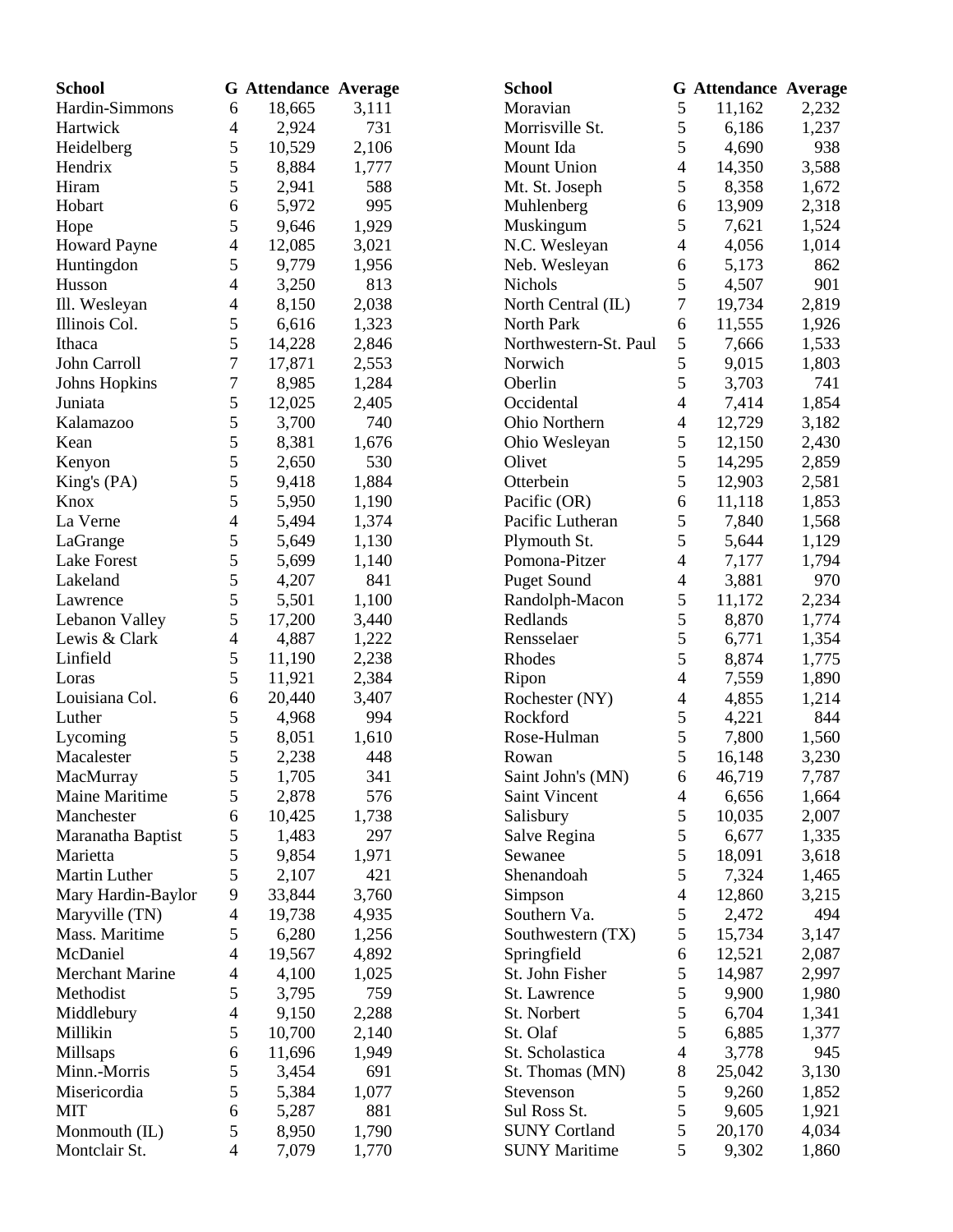| School | G | Attendance | Average |
|---|---|---|---|
| Hardin-Simmons | 6 | 18,665 | 3,111 |
| Hartwick | 4 | 2,924 | 731 |
| Heidelberg | 5 | 10,529 | 2,106 |
| Hendrix | 5 | 8,884 | 1,777 |
| Hiram | 5 | 2,941 | 588 |
| Hobart | 6 | 5,972 | 995 |
| Hope | 5 | 9,646 | 1,929 |
| Howard Payne | 4 | 12,085 | 3,021 |
| Huntingdon | 5 | 9,779 | 1,956 |
| Husson | 4 | 3,250 | 813 |
| Ill. Wesleyan | 4 | 8,150 | 2,038 |
| Illinois Col. | 5 | 6,616 | 1,323 |
| Ithaca | 5 | 14,228 | 2,846 |
| John Carroll | 7 | 17,871 | 2,553 |
| Johns Hopkins | 7 | 8,985 | 1,284 |
| Juniata | 5 | 12,025 | 2,405 |
| Kalamazoo | 5 | 3,700 | 740 |
| Kean | 5 | 8,381 | 1,676 |
| Kenyon | 5 | 2,650 | 530 |
| King's (PA) | 5 | 9,418 | 1,884 |
| Knox | 5 | 5,950 | 1,190 |
| La Verne | 4 | 5,494 | 1,374 |
| LaGrange | 5 | 5,649 | 1,130 |
| Lake Forest | 5 | 5,699 | 1,140 |
| Lakeland | 5 | 4,207 | 841 |
| Lawrence | 5 | 5,501 | 1,100 |
| Lebanon Valley | 5 | 17,200 | 3,440 |
| Lewis & Clark | 4 | 4,887 | 1,222 |
| Linfield | 5 | 11,190 | 2,238 |
| Loras | 5 | 11,921 | 2,384 |
| Louisiana Col. | 6 | 20,440 | 3,407 |
| Luther | 5 | 4,968 | 994 |
| Lycoming | 5 | 8,051 | 1,610 |
| Macalester | 5 | 2,238 | 448 |
| MacMurray | 5 | 1,705 | 341 |
| Maine Maritime | 5 | 2,878 | 576 |
| Manchester | 6 | 10,425 | 1,738 |
| Maranatha Baptist | 5 | 1,483 | 297 |
| Marietta | 5 | 9,854 | 1,971 |
| Martin Luther | 5 | 2,107 | 421 |
| Mary Hardin-Baylor | 9 | 33,844 | 3,760 |
| Maryville (TN) | 4 | 19,738 | 4,935 |
| Mass. Maritime | 5 | 6,280 | 1,256 |
| McDaniel | 4 | 19,567 | 4,892 |
| Merchant Marine | 4 | 4,100 | 1,025 |
| Methodist | 5 | 3,795 | 759 |
| Middlebury | 4 | 9,150 | 2,288 |
| Millikin | 5 | 10,700 | 2,140 |
| Millsaps | 6 | 11,696 | 1,949 |
| Minn.-Morris | 5 | 3,454 | 691 |
| Misericordia | 5 | 5,384 | 1,077 |
| MIT | 6 | 5,287 | 881 |
| Monmouth (IL) | 5 | 8,950 | 1,790 |
| Montclair St. | 4 | 7,079 | 1,770 |
| Moravian | 5 | 11,162 | 2,232 |
| Morrisville St. | 5 | 6,186 | 1,237 |
| Mount Ida | 5 | 4,690 | 938 |
| Mount Union | 4 | 14,350 | 3,588 |
| Mt. St. Joseph | 5 | 8,358 | 1,672 |
| Muhlenberg | 6 | 13,909 | 2,318 |
| Muskingum | 5 | 7,621 | 1,524 |
| N.C. Wesleyan | 4 | 4,056 | 1,014 |
| Neb. Wesleyan | 6 | 5,173 | 862 |
| Nichols | 5 | 4,507 | 901 |
| North Central (IL) | 7 | 19,734 | 2,819 |
| North Park | 6 | 11,555 | 1,926 |
| Northwestern-St. Paul | 5 | 7,666 | 1,533 |
| Norwich | 5 | 9,015 | 1,803 |
| Oberlin | 5 | 3,703 | 741 |
| Occidental | 4 | 7,414 | 1,854 |
| Ohio Northern | 4 | 12,729 | 3,182 |
| Ohio Wesleyan | 5 | 12,150 | 2,430 |
| Olivet | 5 | 14,295 | 2,859 |
| Otterbein | 5 | 12,903 | 2,581 |
| Pacific (OR) | 6 | 11,118 | 1,853 |
| Pacific Lutheran | 5 | 7,840 | 1,568 |
| Plymouth St. | 5 | 5,644 | 1,129 |
| Pomona-Pitzer | 4 | 7,177 | 1,794 |
| Puget Sound | 4 | 3,881 | 970 |
| Randolph-Macon | 5 | 11,172 | 2,234 |
| Redlands | 5 | 8,870 | 1,774 |
| Rensselaer | 5 | 6,771 | 1,354 |
| Rhodes | 5 | 8,874 | 1,775 |
| Ripon | 4 | 7,559 | 1,890 |
| Rochester (NY) | 4 | 4,855 | 1,214 |
| Rockford | 5 | 4,221 | 844 |
| Rose-Hulman | 5 | 7,800 | 1,560 |
| Rowan | 5 | 16,148 | 3,230 |
| Saint John's (MN) | 6 | 46,719 | 7,787 |
| Saint Vincent | 4 | 6,656 | 1,664 |
| Salisbury | 5 | 10,035 | 2,007 |
| Salve Regina | 5 | 6,677 | 1,335 |
| Sewanee | 5 | 18,091 | 3,618 |
| Shenandoah | 5 | 7,324 | 1,465 |
| Simpson | 4 | 12,860 | 3,215 |
| Southern Va. | 5 | 2,472 | 494 |
| Southwestern (TX) | 5 | 15,734 | 3,147 |
| Springfield | 6 | 12,521 | 2,087 |
| St. John Fisher | 5 | 14,987 | 2,997 |
| St. Lawrence | 5 | 9,900 | 1,980 |
| St. Norbert | 5 | 6,704 | 1,341 |
| St. Olaf | 5 | 6,885 | 1,377 |
| St. Scholastica | 4 | 3,778 | 945 |
| St. Thomas (MN) | 8 | 25,042 | 3,130 |
| Stevenson | 5 | 9,260 | 1,852 |
| Sul Ross St. | 5 | 9,605 | 1,921 |
| SUNY Cortland | 5 | 20,170 | 4,034 |
| SUNY Maritime | 5 | 9,302 | 1,860 |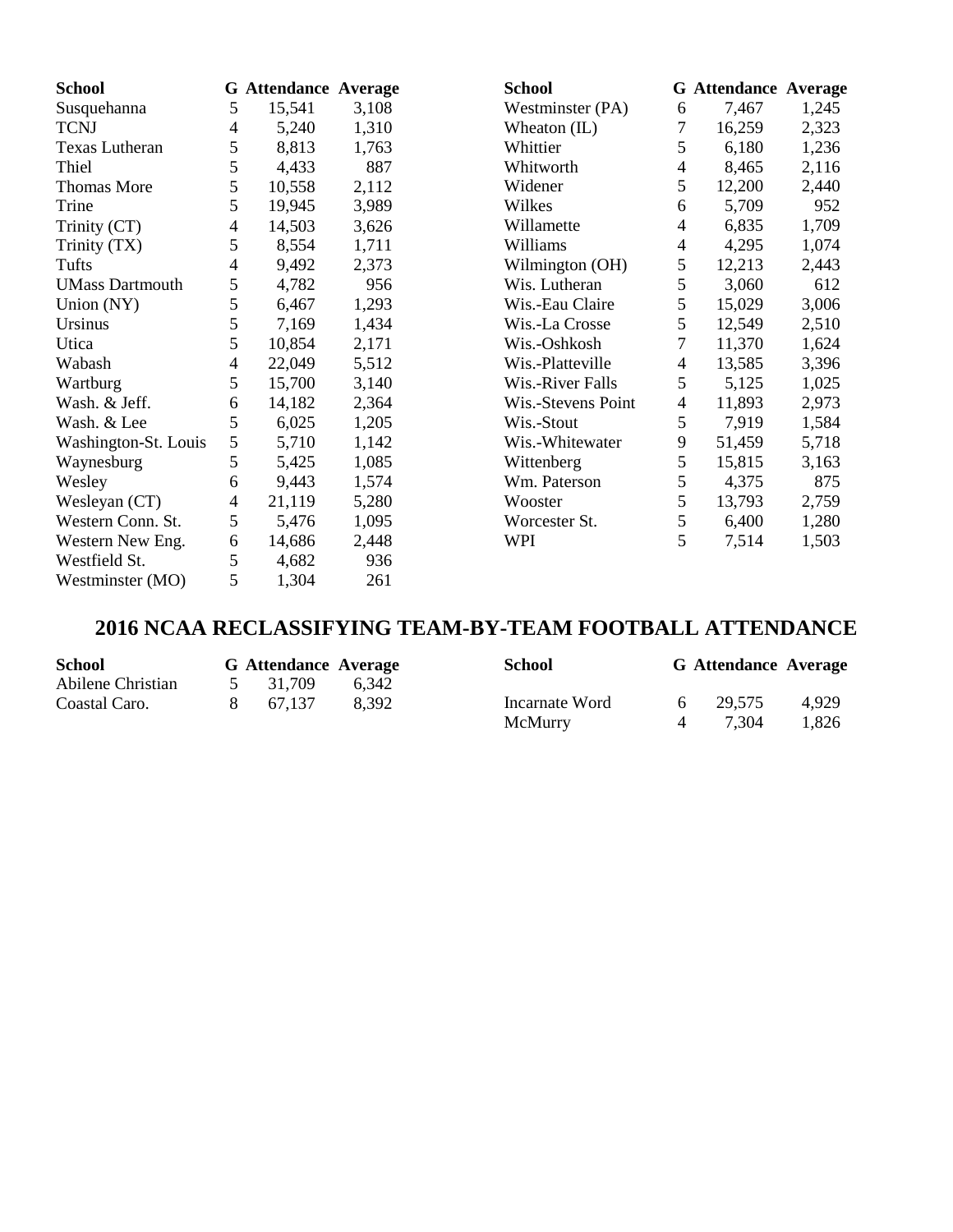| School | G | Attendance | Average |
|---|---|---|---|
| Susquehanna | 5 | 15,541 | 3,108 |
| TCNJ | 4 | 5,240 | 1,310 |
| Texas Lutheran | 5 | 8,813 | 1,763 |
| Thiel | 5 | 4,433 | 887 |
| Thomas More | 5 | 10,558 | 2,112 |
| Trine | 5 | 19,945 | 3,989 |
| Trinity (CT) | 4 | 14,503 | 3,626 |
| Trinity (TX) | 5 | 8,554 | 1,711 |
| Tufts | 4 | 9,492 | 2,373 |
| UMass Dartmouth | 5 | 4,782 | 956 |
| Union (NY) | 5 | 6,467 | 1,293 |
| Ursinus | 5 | 7,169 | 1,434 |
| Utica | 5 | 10,854 | 2,171 |
| Wabash | 4 | 22,049 | 5,512 |
| Wartburg | 5 | 15,700 | 3,140 |
| Wash. & Jeff. | 6 | 14,182 | 2,364 |
| Wash. & Lee | 5 | 6,025 | 1,205 |
| Washington-St. Louis | 5 | 5,710 | 1,142 |
| Waynesburg | 5 | 5,425 | 1,085 |
| Wesley | 6 | 9,443 | 1,574 |
| Wesleyan (CT) | 4 | 21,119 | 5,280 |
| Western Conn. St. | 5 | 5,476 | 1,095 |
| Western New Eng. | 6 | 14,686 | 2,448 |
| Westfield St. | 5 | 4,682 | 936 |
| Westminster (MO) | 5 | 1,304 | 261 |
| Westminster (PA) | 6 | 7,467 | 1,245 |
| Wheaton (IL) | 7 | 16,259 | 2,323 |
| Whittier | 5 | 6,180 | 1,236 |
| Whitworth | 4 | 8,465 | 2,116 |
| Widener | 5 | 12,200 | 2,440 |
| Wilkes | 6 | 5,709 | 952 |
| Willamette | 4 | 6,835 | 1,709 |
| Williams | 4 | 4,295 | 1,074 |
| Wilmington (OH) | 5 | 12,213 | 2,443 |
| Wis. Lutheran | 5 | 3,060 | 612 |
| Wis.-Eau Claire | 5 | 15,029 | 3,006 |
| Wis.-La Crosse | 5 | 12,549 | 2,510 |
| Wis.-Oshkosh | 7 | 11,370 | 1,624 |
| Wis.-Platteville | 4 | 13,585 | 3,396 |
| Wis.-River Falls | 5 | 5,125 | 1,025 |
| Wis.-Stevens Point | 4 | 11,893 | 2,973 |
| Wis.-Stout | 5 | 7,919 | 1,584 |
| Wis.-Whitewater | 9 | 51,459 | 5,718 |
| Wittenberg | 5 | 15,815 | 3,163 |
| Wm. Paterson | 5 | 4,375 | 875 |
| Wooster | 5 | 13,793 | 2,759 |
| Worcester St. | 5 | 6,400 | 1,280 |
| WPI | 5 | 7,514 | 1,503 |

## 2016 NCAA RECLASSIFYING TEAM-BY-TEAM FOOTBALL ATTENDANCE

| School | G | Attendance | Average |
|---|---|---|---|
| Abilene Christian | 5 | 31,709 | 6,342 |
| Coastal Caro. | 8 | 67,137 | 8,392 |
| Incarnate Word | 6 | 29,575 | 4,929 |
| McMurry | 4 | 7,304 | 1,826 |